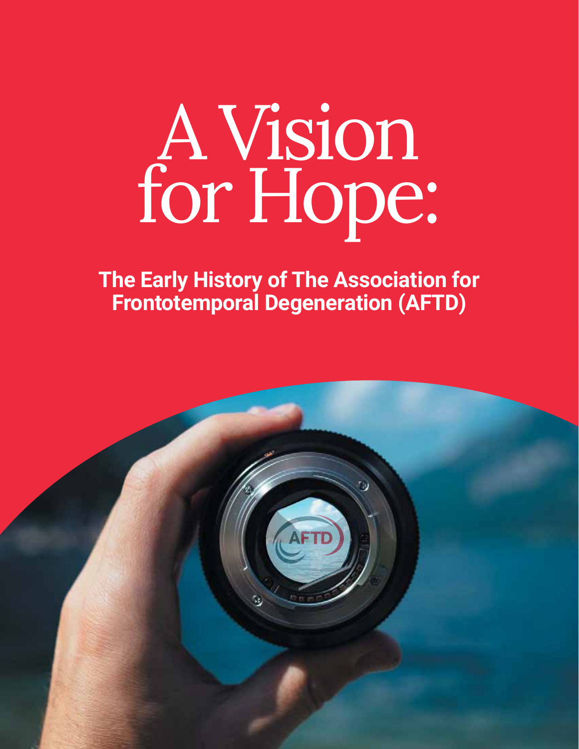# A Vision for Hope:

**The Early History of The Association for Frontotemporal Degeneration (AFTD)**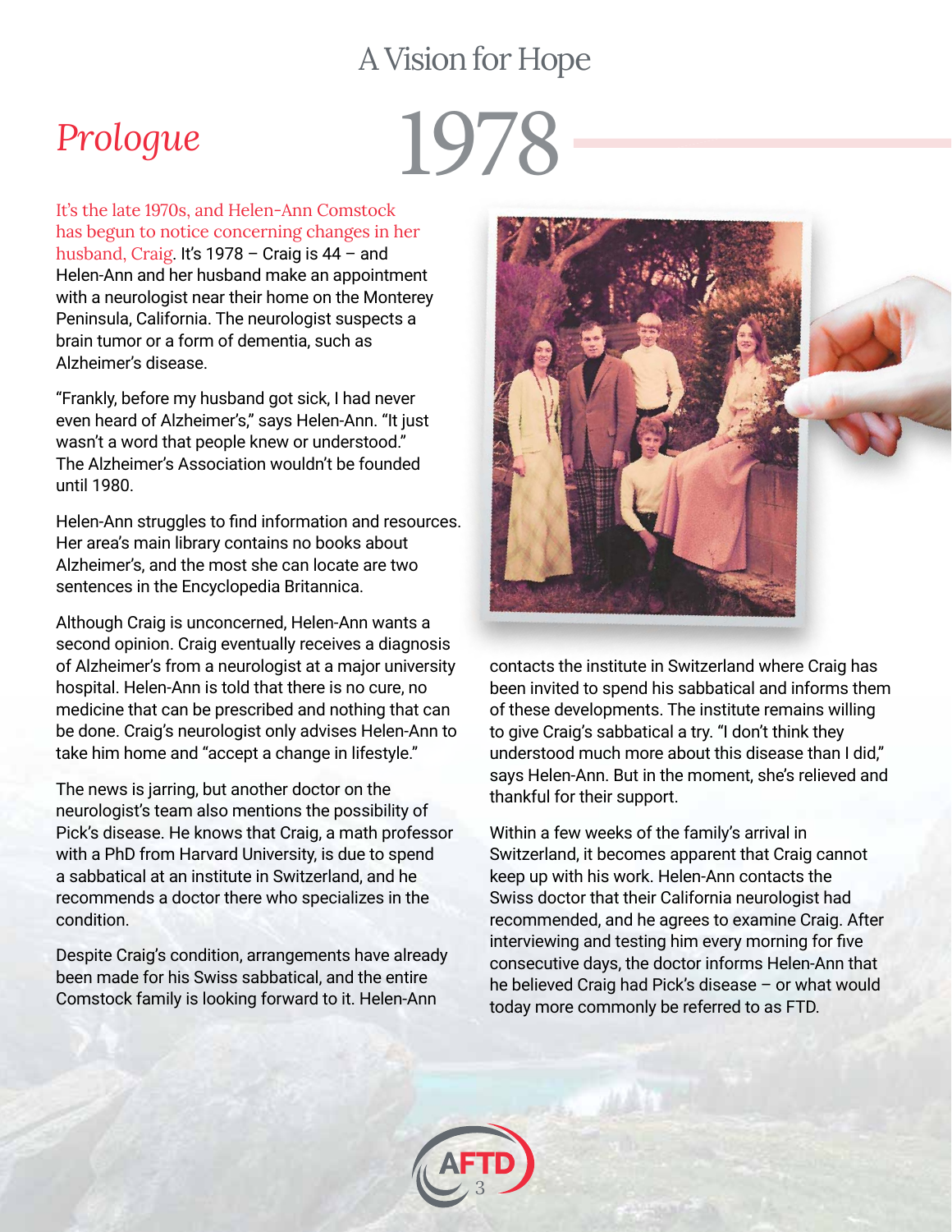## Prologue

# 1978

It's the late 1970s, and Helen-Ann Comstock has begun to notice concerning changes in her husband, Craig. It's 1978 – Craig is 44 – and Helen-Ann and her husband make an appointment with a neurologist near their home on the Monterey Peninsula, California. The neurologist suspects a brain tumor or a form of dementia, such as Alzheimer's disease.

"Frankly, before my husband got sick, I had never even heard of Alzheimer's," says Helen-Ann. "It just wasn't a word that people knew or understood." The Alzheimer's Association wouldn't be founded until 1980.

Helen-Ann struggles to find information and resources. Her area's main library contains no books about Alzheimer's, and the most she can locate are two sentences in the Encyclopedia Britannica.

Although Craig is unconcerned, Helen-Ann wants a second opinion. Craig eventually receives a diagnosis of Alzheimer's from a neurologist at a major university hospital. Helen-Ann is told that there is no cure, no medicine that can be prescribed and nothing that can be done. Craig's neurologist only advises Helen-Ann to take him home and "accept a change in lifestyle."

The news is jarring, but another doctor on the neurologist's team also mentions the possibility of Pick's disease. He knows that Craig, a math professor with a PhD from Harvard University, is due to spend a sabbatical at an institute in Switzerland, and he recommends a doctor there who specializes in the condition.

Despite Craig's condition, arrangements have already been made for his Swiss sabbatical, and the entire Comstock family is looking forward to it. Helen-Ann contacts the institute in Switzerland where Craig has been invited to spend his sabbatical and informs them of these developments. The institute remains willing to give Craig's sabbatical a try. "I don't think they understood much more about this disease than I did," says Helen-Ann. But in the moment, she's relieved and thankful for their support.

Within a few weeks of the family's arrival in Switzerland, it becomes apparent that Craig cannot keep up with his work. Helen-Ann contacts the Swiss doctor that their California neurologist had recommended, and he agrees to examine Craig. After interviewing and testing him every morning for five consecutive days, the doctor informs Helen-Ann that he believed Craig had Pick's disease – or what would today more commonly be referred to as FTD.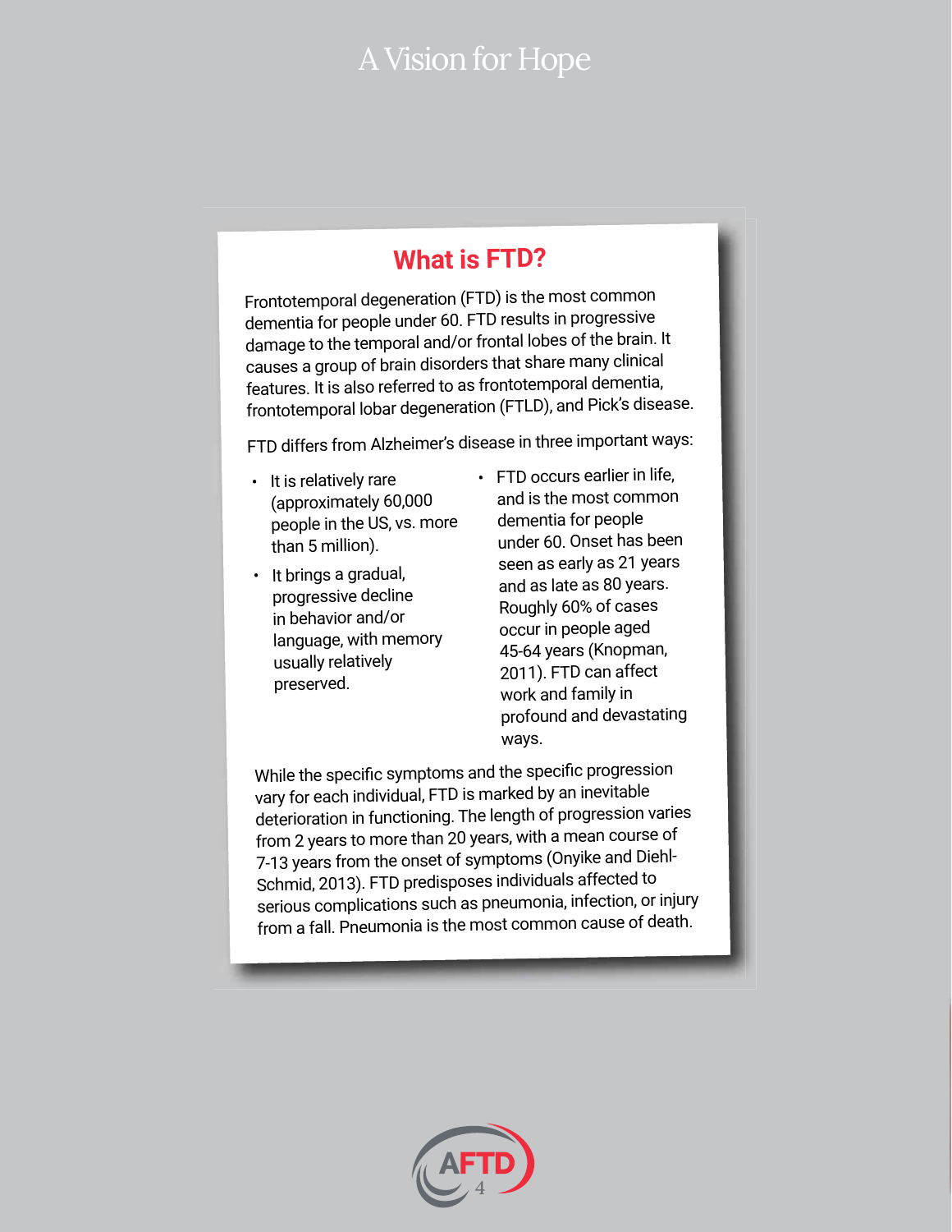## What is FTD?

Frontotemporal degeneration (FTD) is the most common dementia for people under 60. FTD results in progressive damage to the temporal and/or frontal lobes of the brain. It causes a group of brain disorders that share many clinical features. It is also referred to as frontotemporal dementia, frontotemporal lobar degeneration (FTLD), and Pick's disease.

FTD differs from Alzheimer's disease in three important ways:

- It is relatively rare (approximately 60,000 people in the US, vs. more than 5 million).
- It brings a gradual, progressive decline in behavior and/or language, with memory usually relatively preserved.
- FTD occurs earlier in life, and is the most common dementia for people under 60. Onset has been seen as early as 21 years and as late as 80 years. Roughly 60% of cases occur in people aged 45-64 years (Knopman, 2011). FTD can affect work and family in profound and devastating ways.

While the specific symptoms and the specific progression vary for each individual, FTD is marked by an inevitable deterioration in functioning. The length of progression varies from 2 years to more than 20 years, with a mean course of 7-13 years from the onset of symptoms (Onyike and Diehl-Schmid, 2013). FTD predisposes individuals affected to serious complications such as pneumonia, infection, or injury from a fall. Pneumonia is the most common cause of death.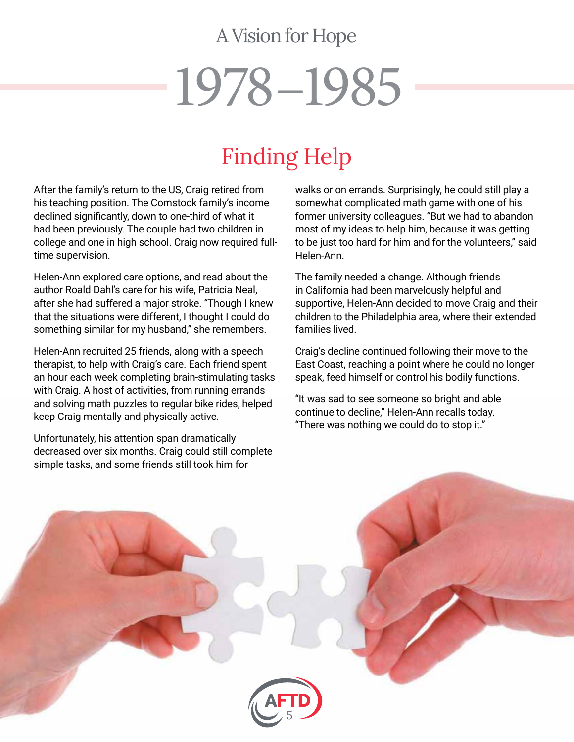A Vision for Hope

# 1978–1985

## Finding Help

After the family's return to the US, Craig retired from his teaching position. The Comstock family's income declined significantly, down to one-third of what it had been previously. The couple had two children in college and one in high school. Craig now required full-time supervision.

Helen-Ann explored care options, and read about the author Roald Dahl's care for his wife, Patricia Neal, after she had suffered a major stroke. "Though I knew that the situations were different, I thought I could do something similar for my husband," she remembers.

Helen-Ann recruited 25 friends, along with a speech therapist, to help with Craig's care. Each friend spent an hour each week completing brain-stimulating tasks with Craig. A host of activities, from running errands and solving math puzzles to regular bike rides, helped keep Craig mentally and physically active.

Unfortunately, his attention span dramatically decreased over six months. Craig could still complete simple tasks, and some friends still took him for walks or on errands. Surprisingly, he could still play a somewhat complicated math game with one of his former university colleagues. "But we had to abandon most of my ideas to help him, because it was getting to be just too hard for him and for the volunteers," said Helen-Ann.

The family needed a change. Although friends in California had been marvelously helpful and supportive, Helen-Ann decided to move Craig and their children to the Philadelphia area, where their extended families lived.

Craig's decline continued following their move to the East Coast, reaching a point where he could no longer speak, feed himself or control his bodily functions.

"It was sad to see someone so bright and able continue to decline," Helen-Ann recalls today. "There was nothing we could do to stop it."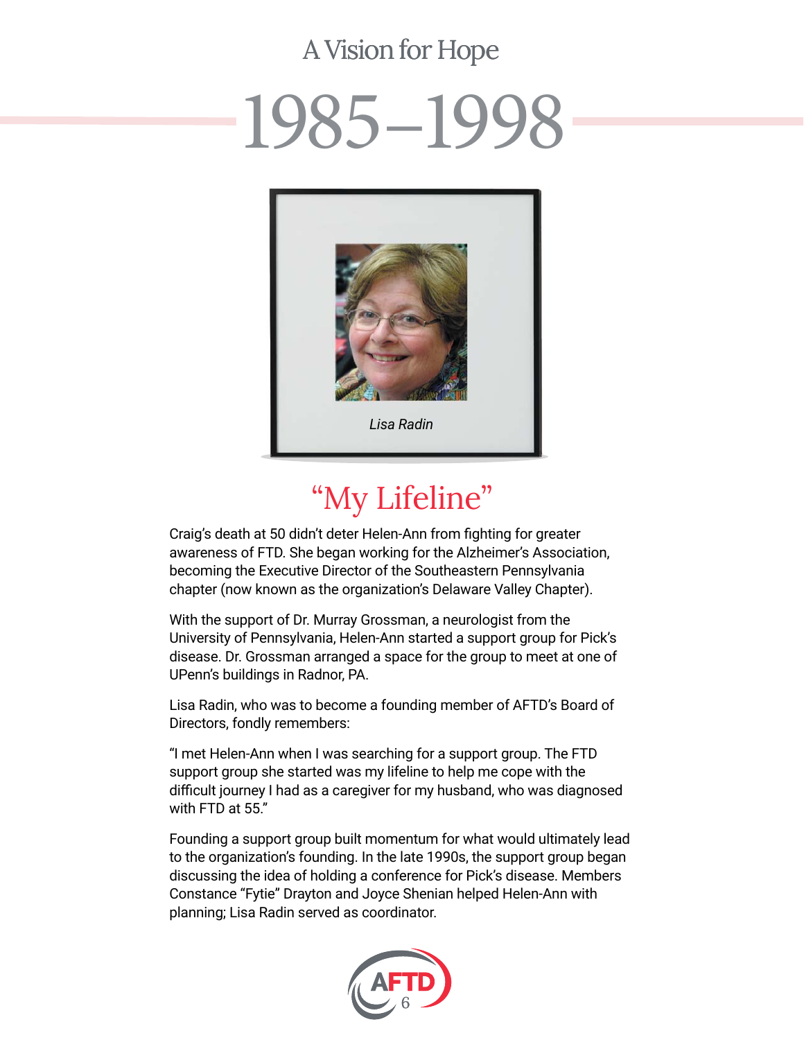A Vision for Hope

# 1985–1998

Lisa Radin

## "My Lifeline"

Craig's death at 50 didn't deter Helen-Ann from fighting for greater awareness of FTD. She began working for the Alzheimer's Association, becoming the Executive Director of the Southeastern Pennsylvania chapter (now known as the organization's Delaware Valley Chapter).

With the support of Dr. Murray Grossman, a neurologist from the University of Pennsylvania, Helen-Ann started a support group for Pick's disease. Dr. Grossman arranged a space for the group to meet at one of UPenn's buildings in Radnor, PA.

Lisa Radin, who was to become a founding member of AFTD's Board of Directors, fondly remembers:

"I met Helen-Ann when I was searching for a support group. The FTD support group she started was my lifeline to help me cope with the difficult journey I had as a caregiver for my husband, who was diagnosed with FTD at 55."

Founding a support group built momentum for what would ultimately lead to the organization's founding. In the late 1990s, the support group began discussing the idea of holding a conference for Pick's disease. Members Constance "Fytie" Drayton and Joyce Shenian helped Helen-Ann with planning; Lisa Radin served as coordinator.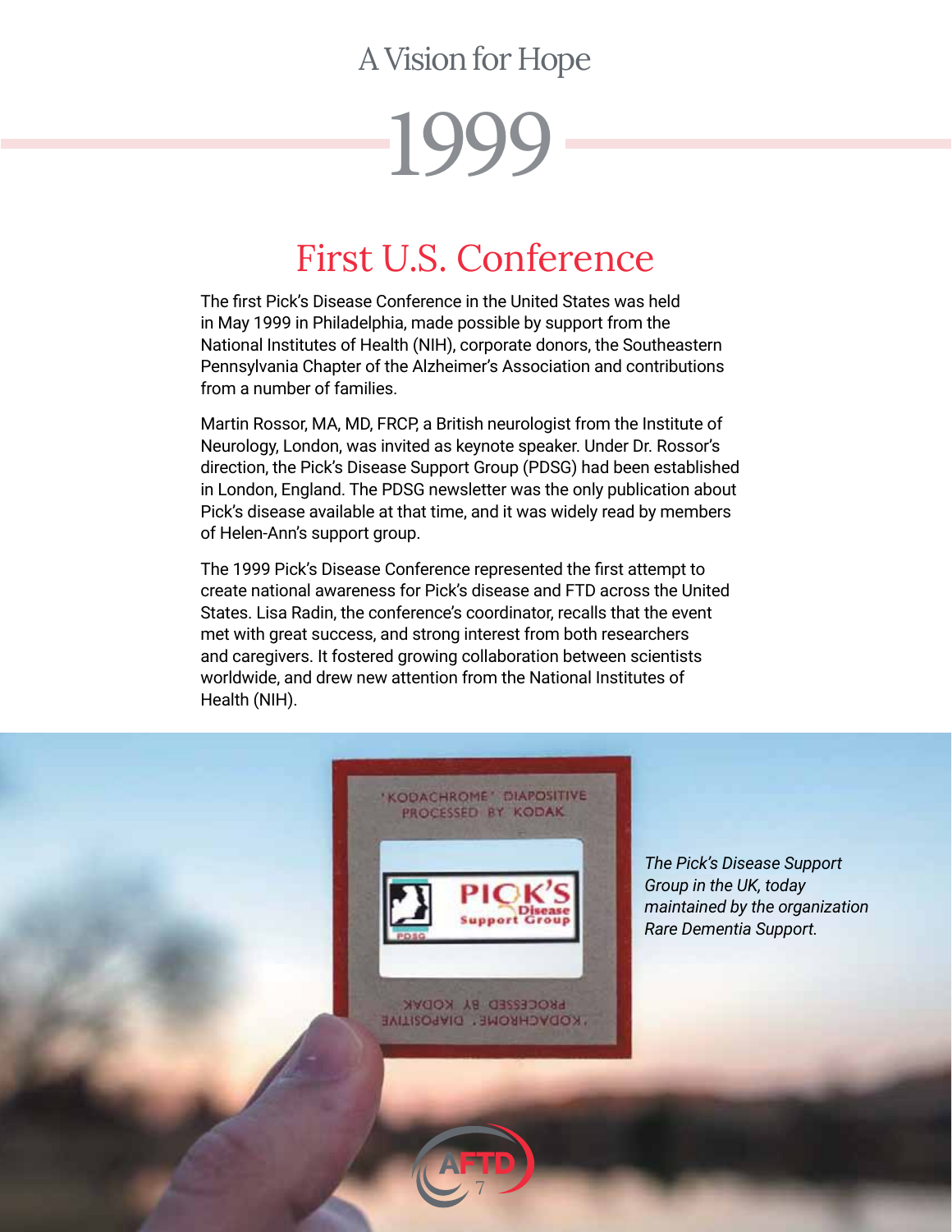A Vision for Hope

# 1999

## First U.S. Conference

The first Pick's Disease Conference in the United States was held in May 1999 in Philadelphia, made possible by support from the National Institutes of Health (NIH), corporate donors, the Southeastern Pennsylvania Chapter of the Alzheimer's Association and contributions from a number of families.

Martin Rossor, MA, MD, FRCP, a British neurologist from the Institute of Neurology, London, was invited as keynote speaker. Under Dr. Rossor's direction, the Pick's Disease Support Group (PDSG) had been established in London, England. The PDSG newsletter was the only publication about Pick's disease available at that time, and it was widely read by members of Helen-Ann's support group.

The 1999 Pick's Disease Conference represented the first attempt to create national awareness for Pick's disease and FTD across the United States. Lisa Radin, the conference's coordinator, recalls that the event met with great success, and strong interest from both researchers and caregivers. It fostered growing collaboration between scientists worldwide, and drew new attention from the National Institutes of Health (NIH).

*The Pick's Disease Support Group in the UK, today maintained by the organization Rare Dementia Support.*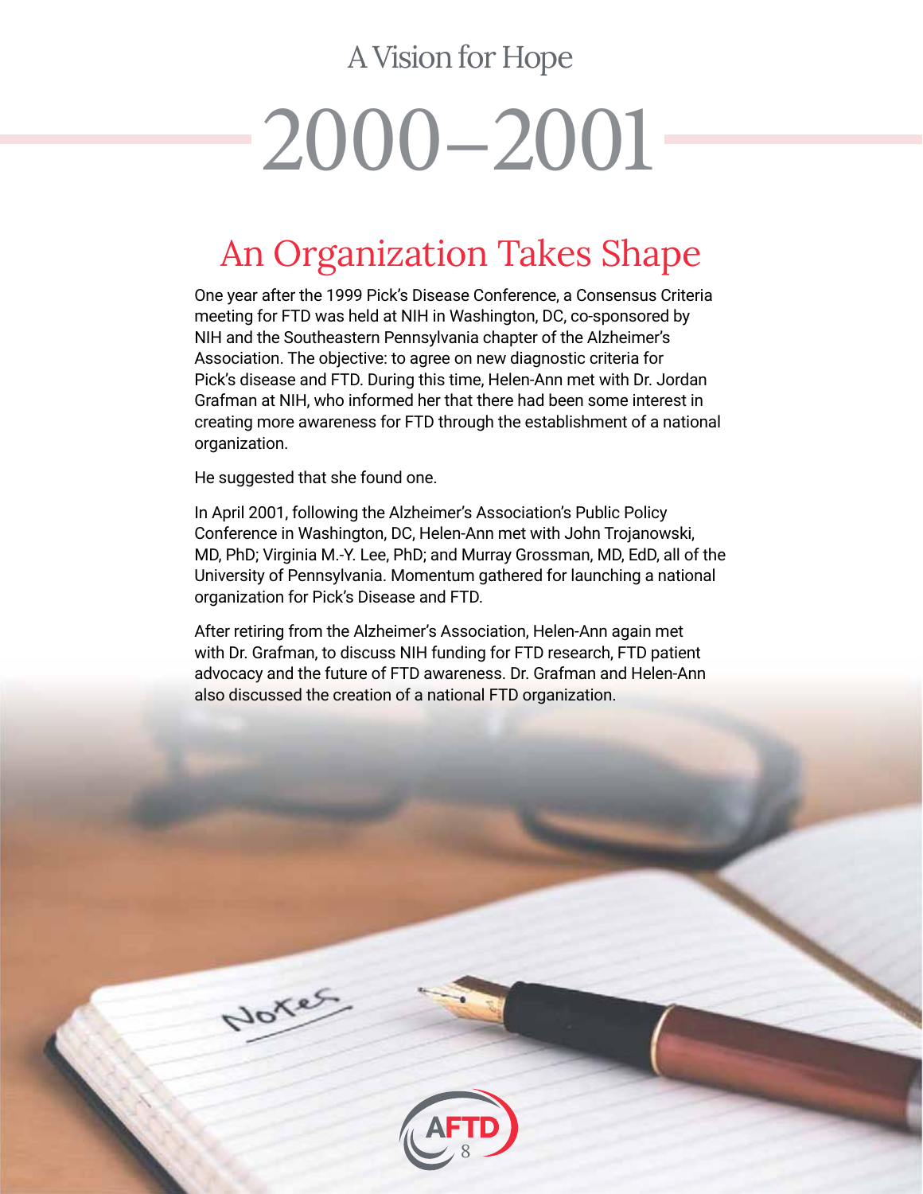A Vision for Hope

# 2000–2001

## An Organization Takes Shape

One year after the 1999 Pick's Disease Conference, a Consensus Criteria meeting for FTD was held at NIH in Washington, DC, co-sponsored by NIH and the Southeastern Pennsylvania chapter of the Alzheimer's Association. The objective: to agree on new diagnostic criteria for Pick's disease and FTD. During this time, Helen-Ann met with Dr. Jordan Grafman at NIH, who informed her that there had been some interest in creating more awareness for FTD through the establishment of a national organization.

He suggested that she found one.

In April 2001, following the Alzheimer's Association's Public Policy Conference in Washington, DC, Helen-Ann met with John Trojanowski, MD, PhD; Virginia M.-Y. Lee, PhD; and Murray Grossman, MD, EdD, all of the University of Pennsylvania. Momentum gathered for launching a national organization for Pick's Disease and FTD.

After retiring from the Alzheimer's Association, Helen-Ann again met with Dr. Grafman, to discuss NIH funding for FTD research, FTD patient advocacy and the future of FTD awareness. Dr. Grafman and Helen-Ann also discussed the creation of a national FTD organization.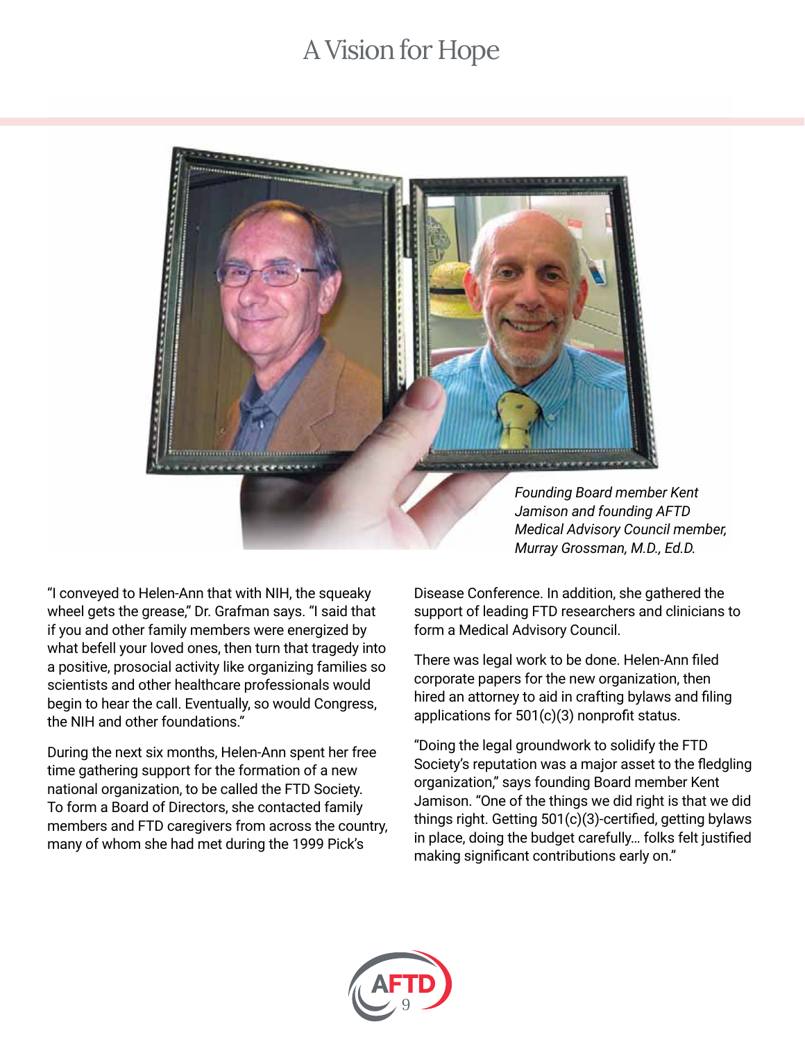*Founding Board member Kent Jamison and founding AFTD Medical Advisory Council member, Murray Grossman, M.D., Ed.D.*

"I conveyed to Helen-Ann that with NIH, the squeaky wheel gets the grease," Dr. Grafman says. "I said that if you and other family members were energized by what befell your loved ones, then turn that tragedy into a positive, prosocial activity like organizing families so scientists and other healthcare professionals would begin to hear the call. Eventually, so would Congress, the NIH and other foundations."

During the next six months, Helen-Ann spent her free time gathering support for the formation of a new national organization, to be called the FTD Society. To form a Board of Directors, she contacted family members and FTD caregivers from across the country, many of whom she had met during the 1999 Pick's Disease Conference. In addition, she gathered the support of leading FTD researchers and clinicians to form a Medical Advisory Council.

There was legal work to be done. Helen-Ann filed corporate papers for the new organization, then hired an attorney to aid in crafting bylaws and filing applications for 501(c)(3) nonprofit status.

"Doing the legal groundwork to solidify the FTD Society's reputation was a major asset to the fledgling organization," says founding Board member Kent Jamison. "One of the things we did right is that we did things right. Getting 501(c)(3)-certified, getting bylaws in place, doing the budget carefully… folks felt justified making significant contributions early on."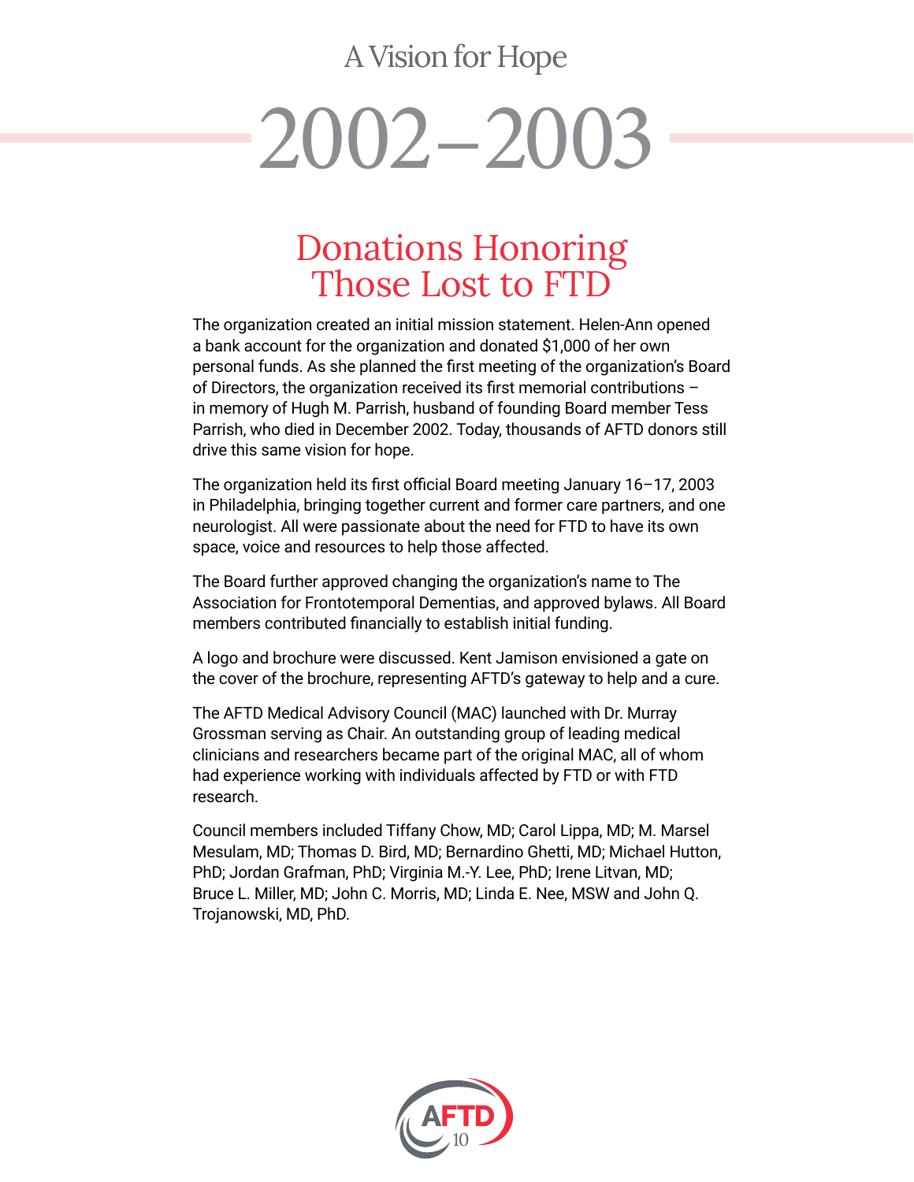A Vision for Hope

# 2002–2003

## Donations Honoring Those Lost to FTD

The organization created an initial mission statement. Helen-Ann opened a bank account for the organization and donated $1,000 of her own personal funds. As she planned the first meeting of the organization's Board of Directors, the organization received its first memorial contributions – in memory of Hugh M. Parrish, husband of founding Board member Tess Parrish, who died in December 2002. Today, thousands of AFTD donors still drive this same vision for hope.

The organization held its first official Board meeting January 16–17, 2003 in Philadelphia, bringing together current and former care partners, and one neurologist. All were passionate about the need for FTD to have its own space, voice and resources to help those affected.

The Board further approved changing the organization's name to The Association for Frontotemporal Dementias, and approved bylaws. All Board members contributed financially to establish initial funding.

A logo and brochure were discussed. Kent Jamison envisioned a gate on the cover of the brochure, representing AFTD's gateway to help and a cure.

The AFTD Medical Advisory Council (MAC) launched with Dr. Murray Grossman serving as Chair. An outstanding group of leading medical clinicians and researchers became part of the original MAC, all of whom had experience working with individuals affected by FTD or with FTD research.

Council members included Tiffany Chow, MD; Carol Lippa, MD; M. Marsel Mesulam, MD; Thomas D. Bird, MD; Bernardino Ghetti, MD; Michael Hutton, PhD; Jordan Grafman, PhD; Virginia M.-Y. Lee, PhD; Irene Litvan, MD; Bruce L. Miller, MD; John C. Morris, MD; Linda E. Nee, MSW and John Q. Trojanowski, MD, PhD.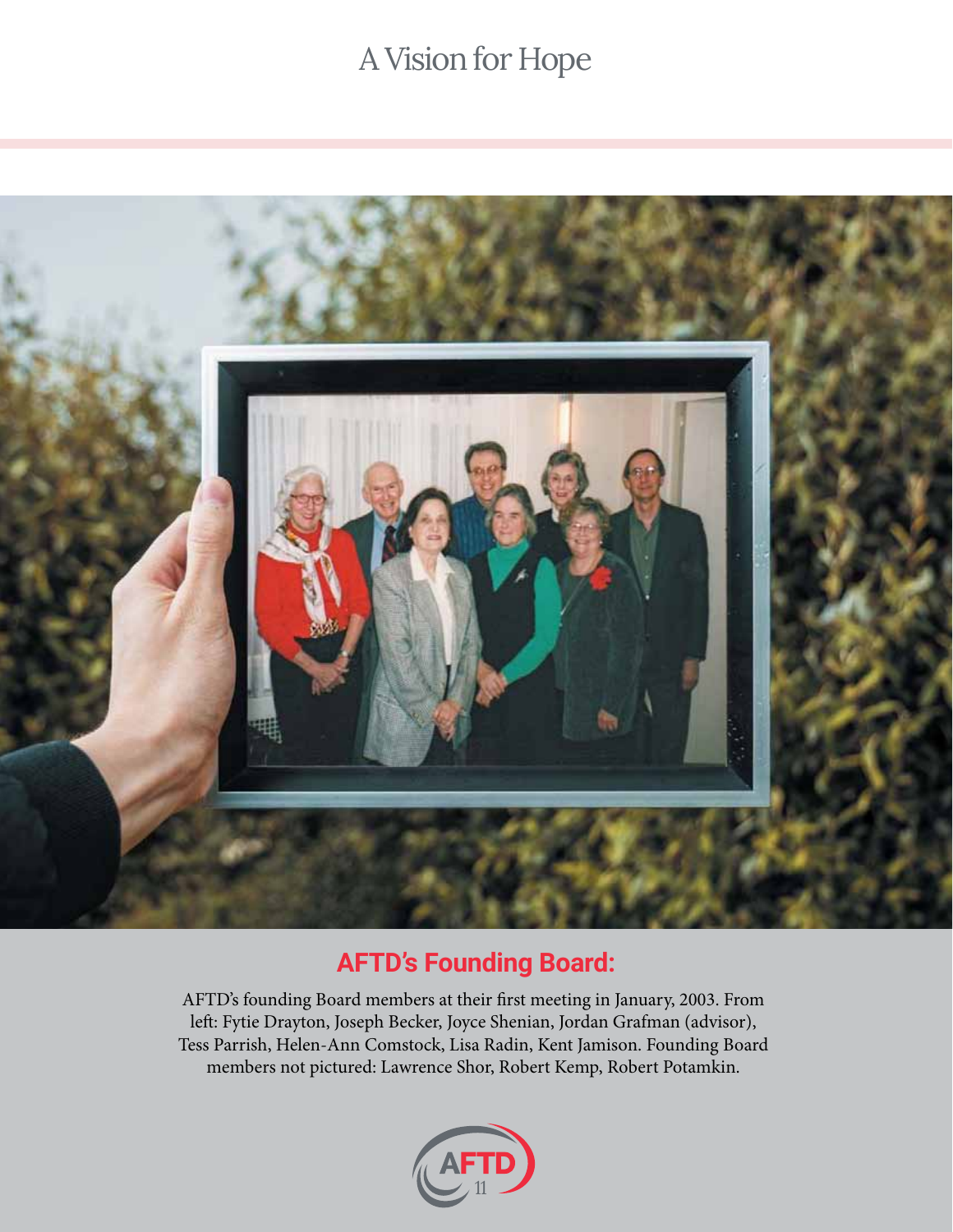# A Vision for Hope

## AFTD's Founding Board:

AFTD's founding Board members at their first meeting in January, 2003. From left: Fytie Drayton, Joseph Becker, Joyce Shenian, Jordan Grafman (advisor), Tess Parrish, Helen-Ann Comstock, Lisa Radin, Kent Jamison. Founding Board members not pictured: Lawrence Shor, Robert Kemp, Robert Potamkin.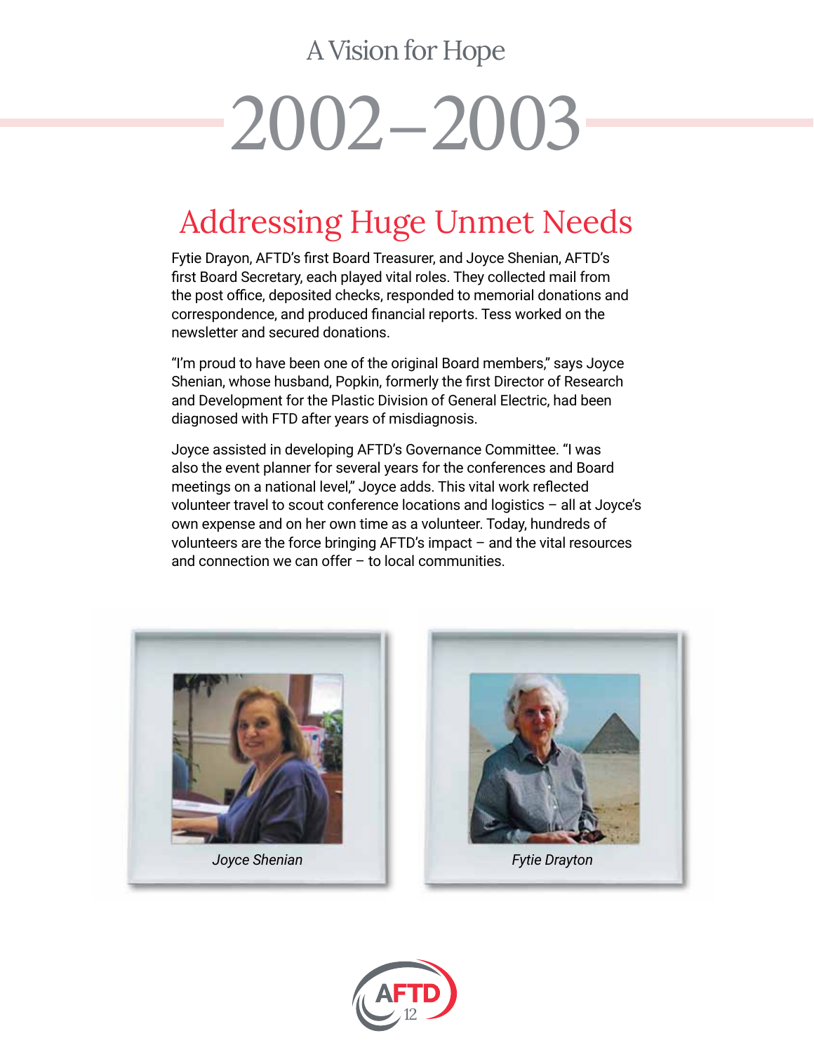A Vision for Hope

# 2002–2003

## Addressing Huge Unmet Needs

Fytie Drayon, AFTD's first Board Treasurer, and Joyce Shenian, AFTD's first Board Secretary, each played vital roles. They collected mail from the post office, deposited checks, responded to memorial donations and correspondence, and produced financial reports. Tess worked on the newsletter and secured donations.

"I'm proud to have been one of the original Board members," says Joyce Shenian, whose husband, Popkin, formerly the first Director of Research and Development for the Plastic Division of General Electric, had been diagnosed with FTD after years of misdiagnosis.

Joyce assisted in developing AFTD's Governance Committee. "I was also the event planner for several years for the conferences and Board meetings on a national level," Joyce adds. This vital work reflected volunteer travel to scout conference locations and logistics – all at Joyce's own expense and on her own time as a volunteer. Today, hundreds of volunteers are the force bringing AFTD's impact – and the vital resources and connection we can offer – to local communities.

*Joyce Shenian*

*Fytie Drayton*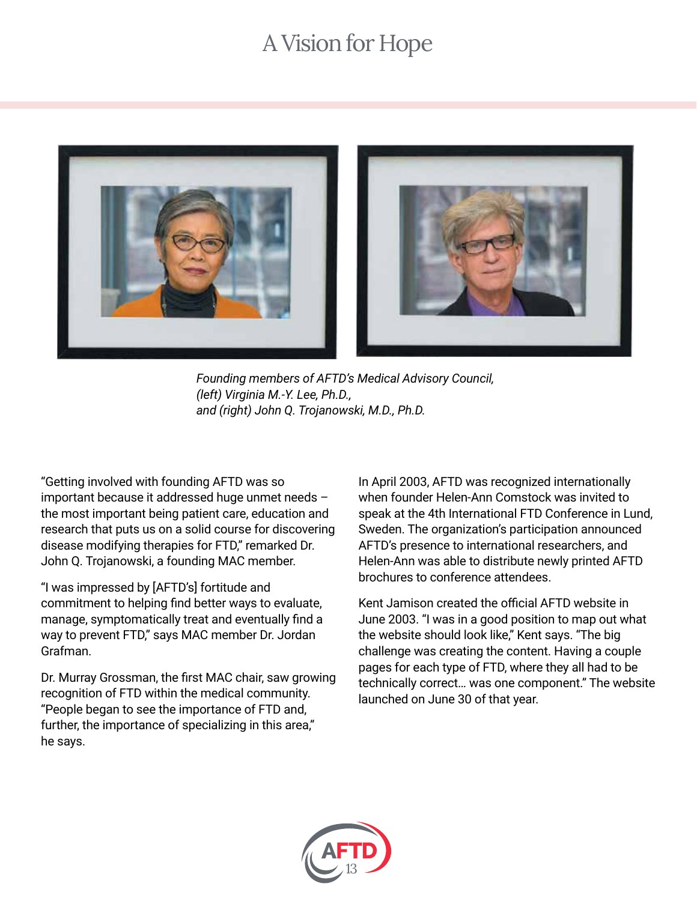*Founding members of AFTD's Medical Advisory Council, (left) Virginia M.-Y. Lee, Ph.D., and (right) John Q. Trojanowski, M.D., Ph.D.*

"Getting involved with founding AFTD was so important because it addressed huge unmet needs – the most important being patient care, education and research that puts us on a solid course for discovering disease modifying therapies for FTD," remarked Dr. John Q. Trojanowski, a founding MAC member.

"I was impressed by [AFTD's] fortitude and commitment to helping find better ways to evaluate, manage, symptomatically treat and eventually find a way to prevent FTD," says MAC member Dr. Jordan Grafman.

Dr. Murray Grossman, the first MAC chair, saw growing recognition of FTD within the medical community. "People began to see the importance of FTD and, further, the importance of specializing in this area," he says.

In April 2003, AFTD was recognized internationally when founder Helen-Ann Comstock was invited to speak at the 4th International FTD Conference in Lund, Sweden. The organization's participation announced AFTD's presence to international researchers, and Helen-Ann was able to distribute newly printed AFTD brochures to conference attendees.

Kent Jamison created the official AFTD website in June 2003. "I was in a good position to map out what the website should look like," Kent says. "The big challenge was creating the content. Having a couple pages for each type of FTD, where they all had to be technically correct… was one component." The website launched on June 30 of that year.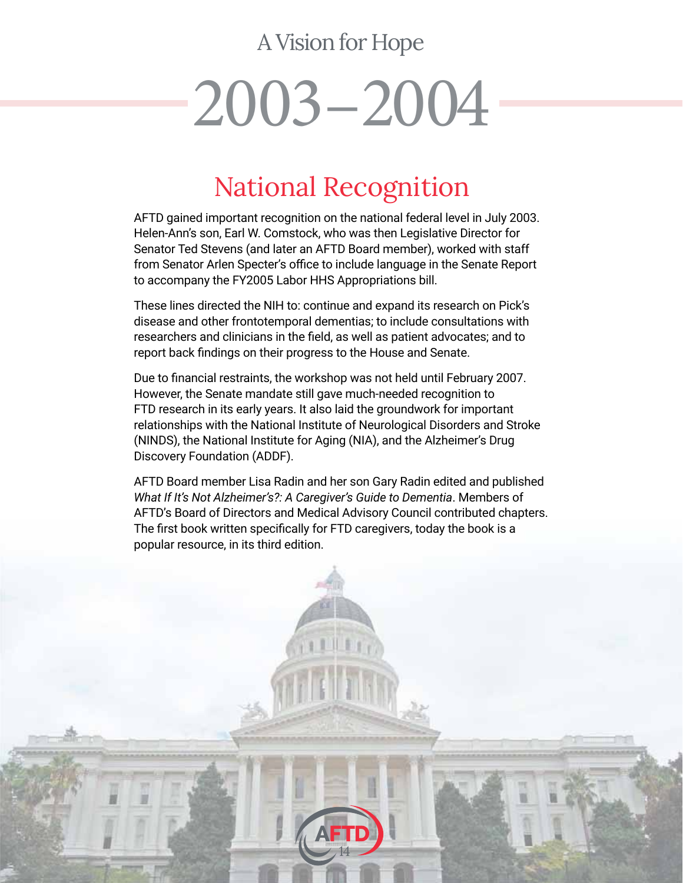A Vision for Hope

# 2003–2004

## National Recognition

AFTD gained important recognition on the national federal level in July 2003. Helen-Ann's son, Earl W. Comstock, who was then Legislative Director for Senator Ted Stevens (and later an AFTD Board member), worked with staff from Senator Arlen Specter's office to include language in the Senate Report to accompany the FY2005 Labor HHS Appropriations bill.

These lines directed the NIH to: continue and expand its research on Pick's disease and other frontotemporal dementias; to include consultations with researchers and clinicians in the field, as well as patient advocates; and to report back findings on their progress to the House and Senate.

Due to financial restraints, the workshop was not held until February 2007. However, the Senate mandate still gave much-needed recognition to FTD research in its early years. It also laid the groundwork for important relationships with the National Institute of Neurological Disorders and Stroke (NINDS), the National Institute for Aging (NIA), and the Alzheimer's Drug Discovery Foundation (ADDF).

AFTD Board member Lisa Radin and her son Gary Radin edited and published *What If It's Not Alzheimer's?: A Caregiver's Guide to Dementia*. Members of AFTD's Board of Directors and Medical Advisory Council contributed chapters. The first book written specifically for FTD caregivers, today the book is a popular resource, in its third edition.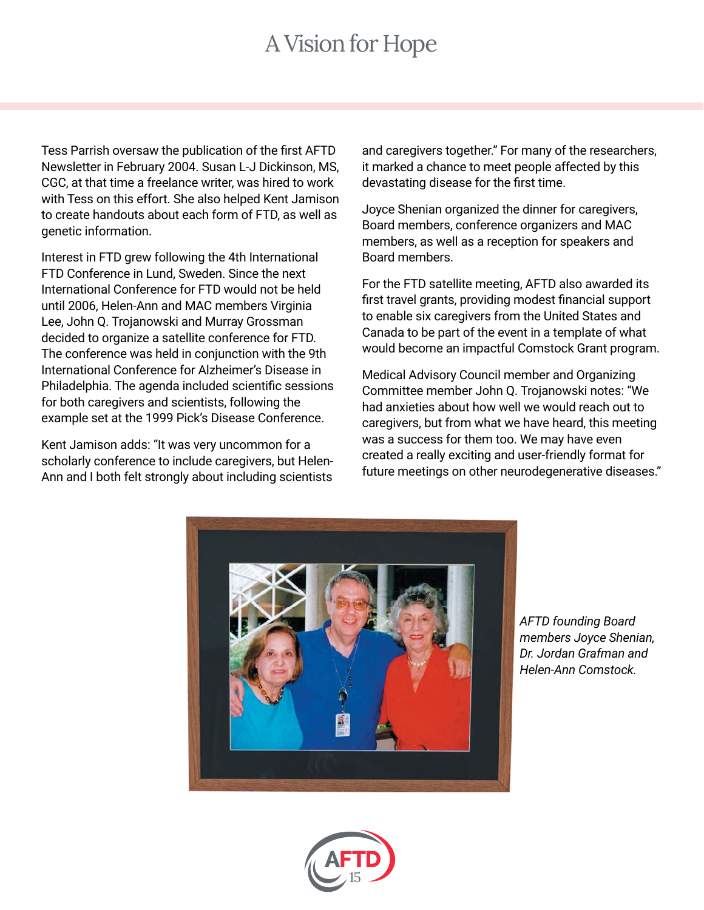Tess Parrish oversaw the publication of the first AFTD Newsletter in February 2004. Susan L-J Dickinson, MS, CGC, at that time a freelance writer, was hired to work with Tess on this effort. She also helped Kent Jamison to create handouts about each form of FTD, as well as genetic information.

Interest in FTD grew following the 4th International FTD Conference in Lund, Sweden. Since the next International Conference for FTD would not be held until 2006, Helen-Ann and MAC members Virginia Lee, John Q. Trojanowski and Murray Grossman decided to organize a satellite conference for FTD. The conference was held in conjunction with the 9th International Conference for Alzheimer's Disease in Philadelphia. The agenda included scientific sessions for both caregivers and scientists, following the example set at the 1999 Pick's Disease Conference.

Kent Jamison adds: "It was very uncommon for a scholarly conference to include caregivers, but Helen-Ann and I both felt strongly about including scientists and caregivers together." For many of the researchers, it marked a chance to meet people affected by this devastating disease for the first time.

Joyce Shenian organized the dinner for caregivers, Board members, conference organizers and MAC members, as well as a reception for speakers and Board members.

For the FTD satellite meeting, AFTD also awarded its first travel grants, providing modest financial support to enable six caregivers from the United States and Canada to be part of the event in a template of what would become an impactful Comstock Grant program.

Medical Advisory Council member and Organizing Committee member John Q. Trojanowski notes: "We had anxieties about how well we would reach out to caregivers, but from what we have heard, this meeting was a success for them too. We may have even created a really exciting and user-friendly format for future meetings on other neurodegenerative diseases."

*AFTD founding Board members Joyce Shenian, Dr. Jordan Grafman and Helen-Ann Comstock.*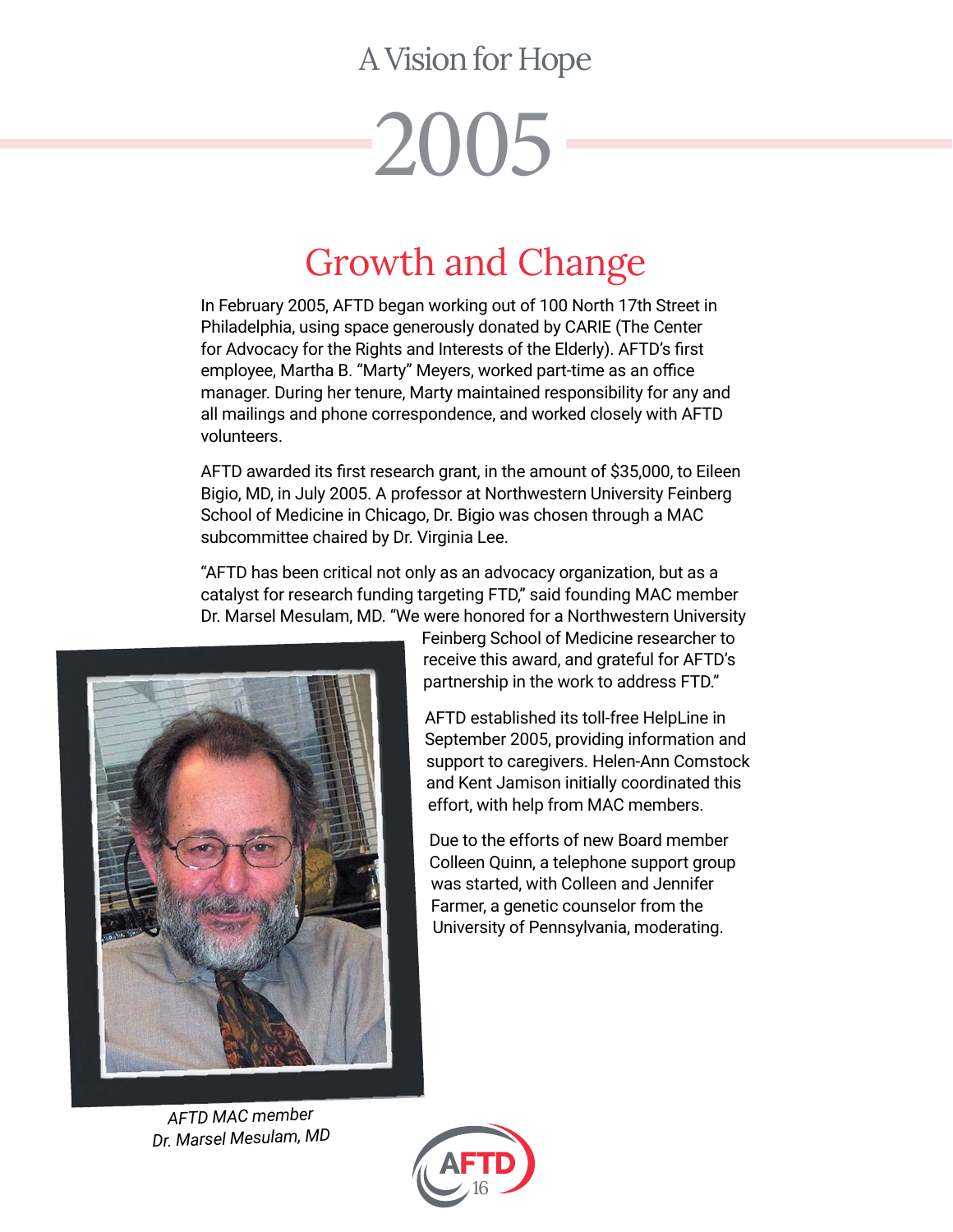A Vision for Hope

# 2005

## Growth and Change

In February 2005, AFTD began working out of 100 North 17th Street in Philadelphia, using space generously donated by CARIE (The Center for Advocacy for the Rights and Interests of the Elderly). AFTD's first employee, Martha B. "Marty" Meyers, worked part-time as an office manager. During her tenure, Marty maintained responsibility for any and all mailings and phone correspondence, and worked closely with AFTD volunteers.

AFTD awarded its first research grant, in the amount of $35,000, to Eileen Bigio, MD, in July 2005. A professor at Northwestern University Feinberg School of Medicine in Chicago, Dr. Bigio was chosen through a MAC subcommittee chaired by Dr. Virginia Lee.

"AFTD has been critical not only as an advocacy organization, but as a catalyst for research funding targeting FTD," said founding MAC member Dr. Marsel Mesulam, MD. "We were honored for a Northwestern University Feinberg School of Medicine researcher to receive this award, and grateful for AFTD's partnership in the work to address FTD."

AFTD established its toll-free HelpLine in September 2005, providing information and support to caregivers. Helen-Ann Comstock and Kent Jamison initially coordinated this effort, with help from MAC members.

Due to the efforts of new Board member Colleen Quinn, a telephone support group was started, with Colleen and Jennifer Farmer, a genetic counselor from the University of Pennsylvania, moderating.

*AFTD MAC member Dr. Marsel Mesulam, MD*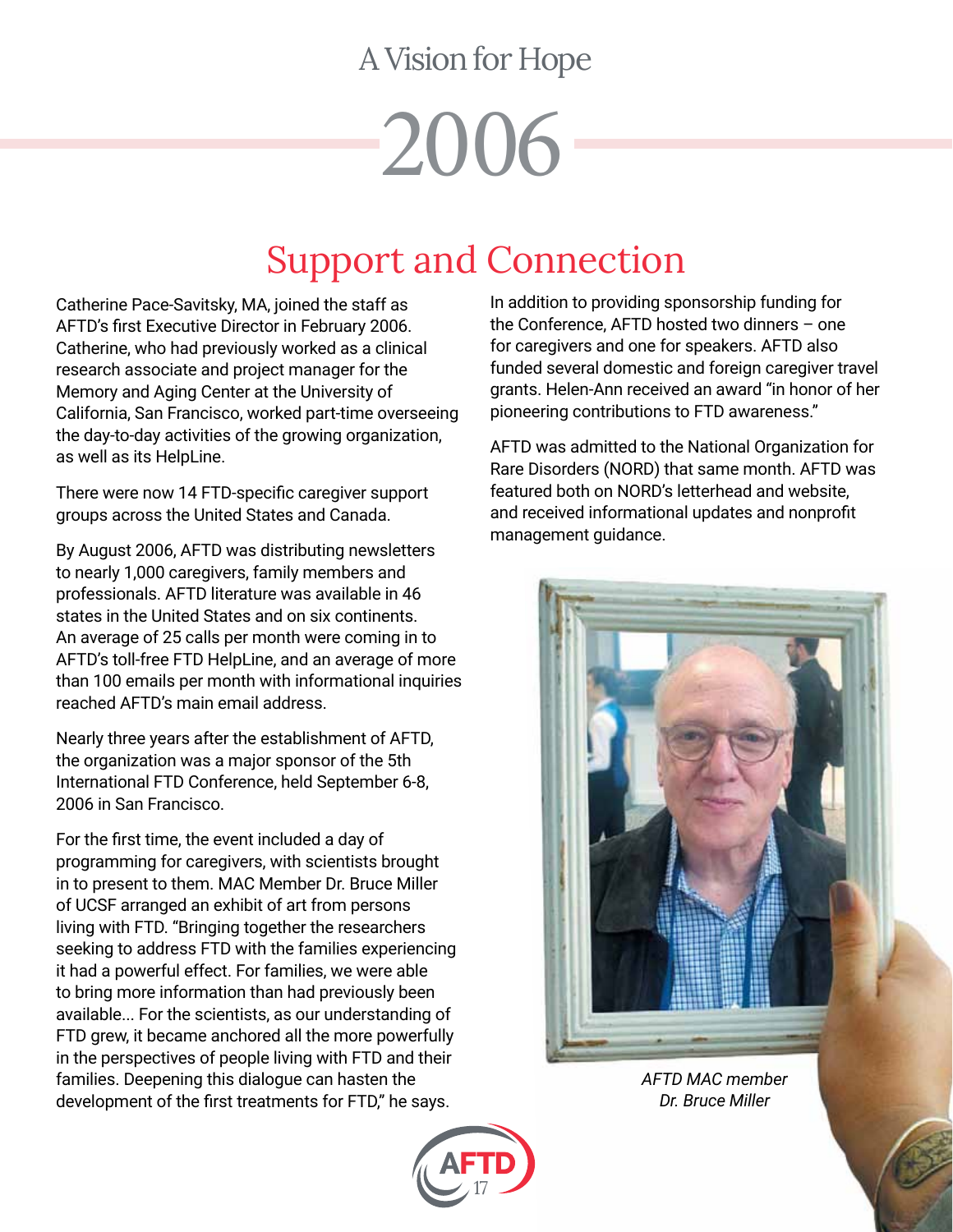A Vision for Hope

# 2006

## Support and Connection

Catherine Pace-Savitsky, MA, joined the staff as AFTD's first Executive Director in February 2006. Catherine, who had previously worked as a clinical research associate and project manager for the Memory and Aging Center at the University of California, San Francisco, worked part-time overseeing the day-to-day activities of the growing organization, as well as its HelpLine.

There were now 14 FTD-specific caregiver support groups across the United States and Canada.

By August 2006, AFTD was distributing newsletters to nearly 1,000 caregivers, family members and professionals. AFTD literature was available in 46 states in the United States and on six continents. An average of 25 calls per month were coming in to AFTD's toll-free FTD HelpLine, and an average of more than 100 emails per month with informational inquiries reached AFTD's main email address.

Nearly three years after the establishment of AFTD, the organization was a major sponsor of the 5th International FTD Conference, held September 6-8, 2006 in San Francisco.

For the first time, the event included a day of programming for caregivers, with scientists brought in to present to them. MAC Member Dr. Bruce Miller of UCSF arranged an exhibit of art from persons living with FTD. "Bringing together the researchers seeking to address FTD with the families experiencing it had a powerful effect. For families, we were able to bring more information than had previously been available... For the scientists, as our understanding of FTD grew, it became anchored all the more powerfully in the perspectives of people living with FTD and their families. Deepening this dialogue can hasten the development of the first treatments for FTD," he says.

In addition to providing sponsorship funding for the Conference, AFTD hosted two dinners – one for caregivers and one for speakers. AFTD also funded several domestic and foreign caregiver travel grants. Helen-Ann received an award "in honor of her pioneering contributions to FTD awareness."

AFTD was admitted to the National Organization for Rare Disorders (NORD) that same month. AFTD was featured both on NORD's letterhead and website, and received informational updates and nonprofit management guidance.

*AFTD MAC member Dr. Bruce Miller*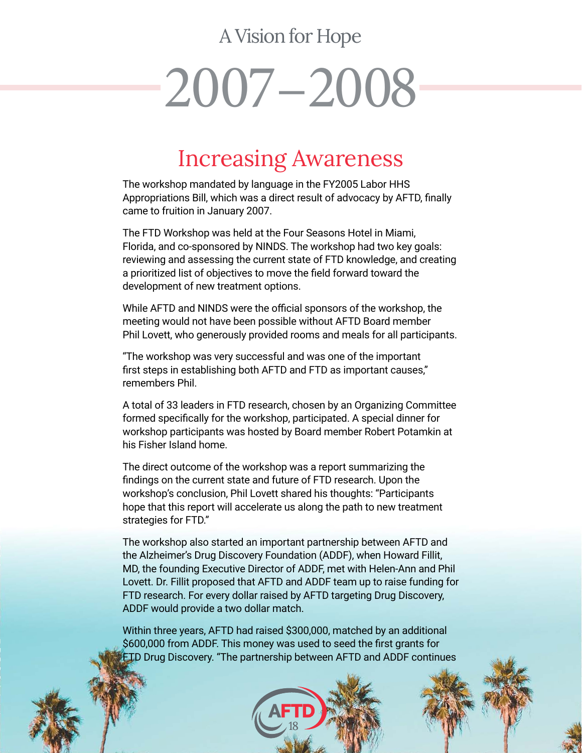A Vision for Hope

# 2007–2008

## Increasing Awareness

The workshop mandated by language in the FY2005 Labor HHS Appropriations Bill, which was a direct result of advocacy by AFTD, finally came to fruition in January 2007.

The FTD Workshop was held at the Four Seasons Hotel in Miami, Florida, and co-sponsored by NINDS. The workshop had two key goals: reviewing and assessing the current state of FTD knowledge, and creating a prioritized list of objectives to move the field forward toward the development of new treatment options.

While AFTD and NINDS were the official sponsors of the workshop, the meeting would not have been possible without AFTD Board member Phil Lovett, who generously provided rooms and meals for all participants.

"The workshop was very successful and was one of the important first steps in establishing both AFTD and FTD as important causes," remembers Phil.

A total of 33 leaders in FTD research, chosen by an Organizing Committee formed specifically for the workshop, participated. A special dinner for workshop participants was hosted by Board member Robert Potamkin at his Fisher Island home.

The direct outcome of the workshop was a report summarizing the findings on the current state and future of FTD research. Upon the workshop's conclusion, Phil Lovett shared his thoughts: "Participants hope that this report will accelerate us along the path to new treatment strategies for FTD."

The workshop also started an important partnership between AFTD and the Alzheimer's Drug Discovery Foundation (ADDF), when Howard Fillit, MD, the founding Executive Director of ADDF, met with Helen-Ann and Phil Lovett. Dr. Fillit proposed that AFTD and ADDF team up to raise funding for FTD research. For every dollar raised by AFTD targeting Drug Discovery, ADDF would provide a two dollar match.

Within three years, AFTD had raised $300,000, matched by an additional $600,000 from ADDF. This money was used to seed the first grants for FTD Drug Discovery. "The partnership between AFTD and ADDF continues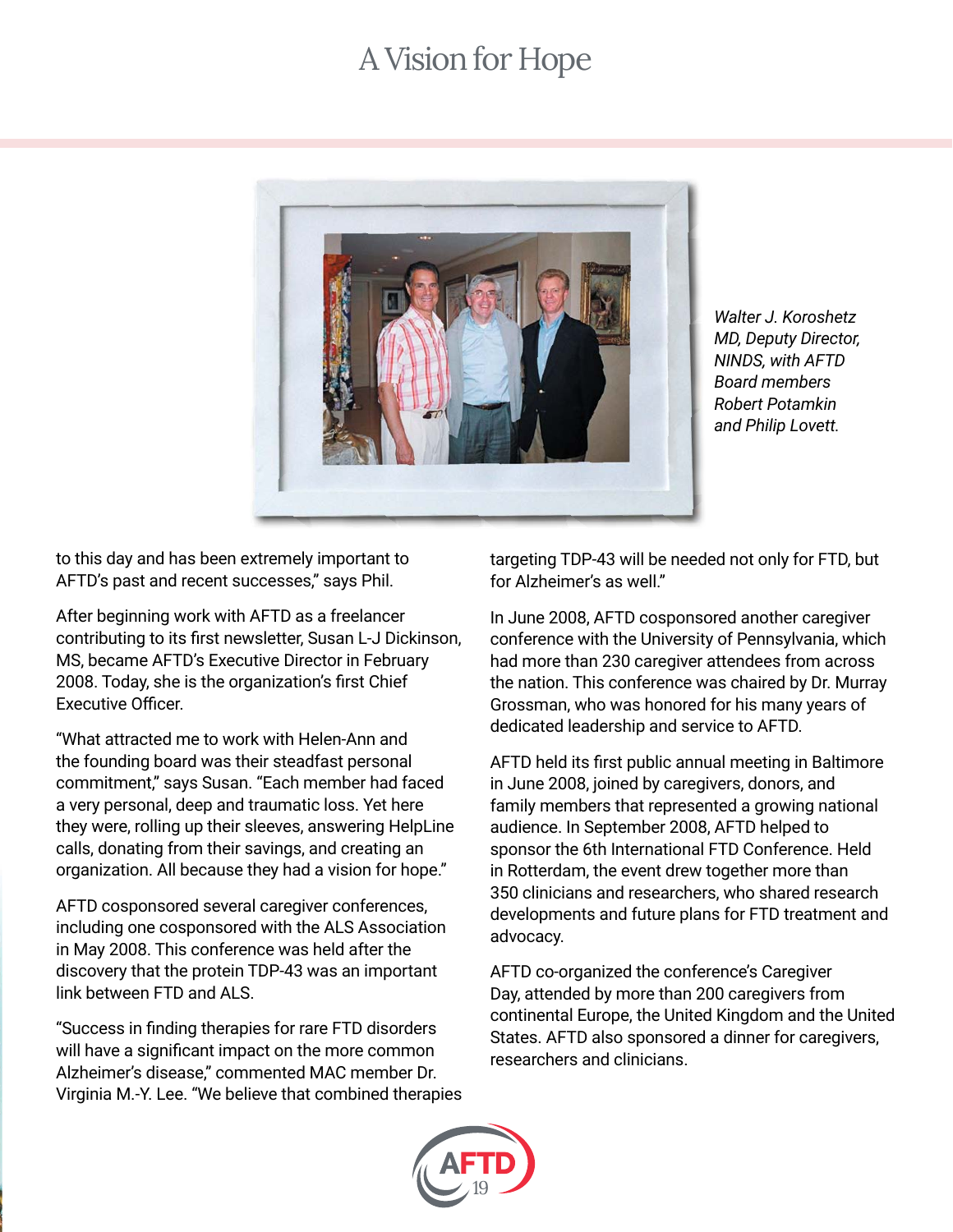*Walter J. Koroshetz MD, Deputy Director, NINDS, with AFTD Board members Robert Potamkin and Philip Lovett.*

to this day and has been extremely important to AFTD's past and recent successes," says Phil.

After beginning work with AFTD as a freelancer contributing to its first newsletter, Susan L-J Dickinson, MS, became AFTD's Executive Director in February 2008. Today, she is the organization's first Chief Executive Officer.

"What attracted me to work with Helen-Ann and the founding board was their steadfast personal commitment," says Susan. "Each member had faced a very personal, deep and traumatic loss. Yet here they were, rolling up their sleeves, answering HelpLine calls, donating from their savings, and creating an organization. All because they had a vision for hope."

AFTD cosponsored several caregiver conferences, including one cosponsored with the ALS Association in May 2008. This conference was held after the discovery that the protein TDP-43 was an important link between FTD and ALS.

"Success in finding therapies for rare FTD disorders will have a significant impact on the more common Alzheimer's disease," commented MAC member Dr. Virginia M.-Y. Lee. "We believe that combined therapies targeting TDP-43 will be needed not only for FTD, but for Alzheimer's as well."

In June 2008, AFTD cosponsored another caregiver conference with the University of Pennsylvania, which had more than 230 caregiver attendees from across the nation. This conference was chaired by Dr. Murray Grossman, who was honored for his many years of dedicated leadership and service to AFTD.

AFTD held its first public annual meeting in Baltimore in June 2008, joined by caregivers, donors, and family members that represented a growing national audience. In September 2008, AFTD helped to sponsor the 6th International FTD Conference. Held in Rotterdam, the event drew together more than 350 clinicians and researchers, who shared research developments and future plans for FTD treatment and advocacy.

AFTD co-organized the conference's Caregiver Day, attended by more than 200 caregivers from continental Europe, the United Kingdom and the United States. AFTD also sponsored a dinner for caregivers, researchers and clinicians.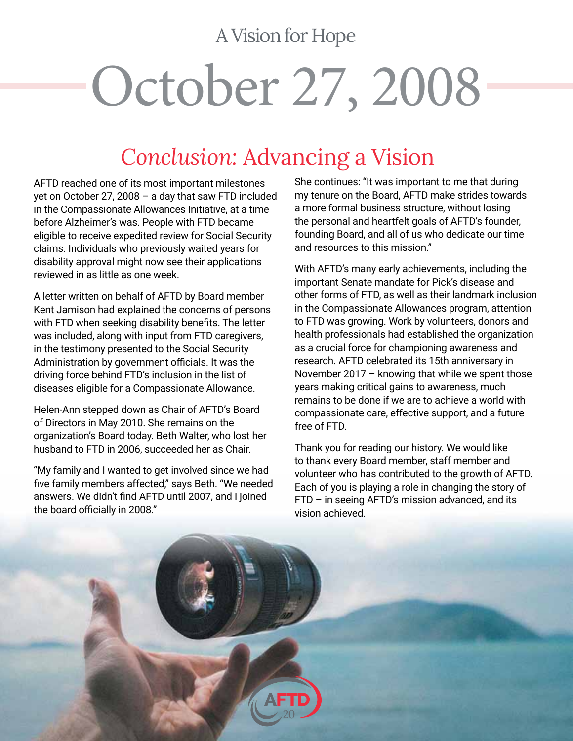A Vision for Hope

# October 27, 2008

## *Conclusion:* Advancing a Vision

AFTD reached one of its most important milestones yet on October 27, 2008 – a day that saw FTD included in the Compassionate Allowances Initiative, at a time before Alzheimer's was. People with FTD became eligible to receive expedited review for Social Security claims. Individuals who previously waited years for disability approval might now see their applications reviewed in as little as one week.

A letter written on behalf of AFTD by Board member Kent Jamison had explained the concerns of persons with FTD when seeking disability benefits. The letter was included, along with input from FTD caregivers, in the testimony presented to the Social Security Administration by government officials. It was the driving force behind FTD's inclusion in the list of diseases eligible for a Compassionate Allowance.

Helen-Ann stepped down as Chair of AFTD's Board of Directors in May 2010. She remains on the organization's Board today. Beth Walter, who lost her husband to FTD in 2006, succeeded her as Chair.

"My family and I wanted to get involved since we had five family members affected," says Beth. "We needed answers. We didn't find AFTD until 2007, and I joined the board officially in 2008."

She continues: "It was important to me that during my tenure on the Board, AFTD make strides towards a more formal business structure, without losing the personal and heartfelt goals of AFTD's founder, founding Board, and all of us who dedicate our time and resources to this mission."

With AFTD's many early achievements, including the important Senate mandate for Pick's disease and other forms of FTD, as well as their landmark inclusion in the Compassionate Allowances program, attention to FTD was growing. Work by volunteers, donors and health professionals had established the organization as a crucial force for championing awareness and research. AFTD celebrated its 15th anniversary in November 2017 – knowing that while we spent those years making critical gains to awareness, much remains to be done if we are to achieve a world with compassionate care, effective support, and a future free of FTD.

Thank you for reading our history. We would like to thank every Board member, staff member and volunteer who has contributed to the growth of AFTD. Each of you is playing a role in changing the story of FTD – in seeing AFTD's mission advanced, and its vision achieved.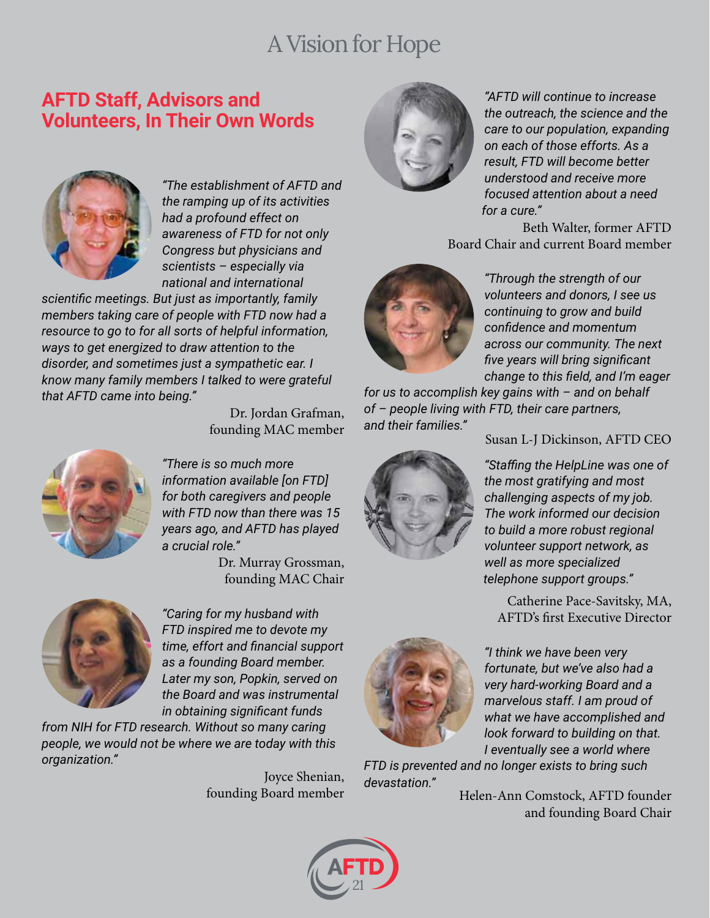# A Vision for Hope

## AFTD Staff, Advisors and Volunteers, In Their Own Words

*"The establishment of AFTD and the ramping up of its activities had a profound effect on awareness of FTD for not only Congress but physicians and scientists – especially via national and international scientific meetings. But just as importantly, family members taking care of people with FTD now had a resource to go to for all sorts of helpful information, ways to get energized to draw attention to the disorder, and sometimes just a sympathetic ear. I know many family members I talked to were grateful that AFTD came into being."*

Dr. Jordan Grafman, founding MAC member

*"There is so much more information available [on FTD] for both caregivers and people with FTD now than there was 15 years ago, and AFTD has played a crucial role."*

Dr. Murray Grossman, founding MAC Chair

*"Caring for my husband with FTD inspired me to devote my time, effort and financial support as a founding Board member. Later my son, Popkin, served on the Board and was instrumental in obtaining significant funds from NIH for FTD research. Without so many caring people, we would not be where we are today with this organization."*

Joyce Shenian, founding Board member

*"AFTD will continue to increase the outreach, the science and the care to our population, expanding on each of those efforts. As a result, FTD will become better understood and receive more focused attention about a need for a cure."*

Beth Walter, former AFTD Board Chair and current Board member

*"Through the strength of our volunteers and donors, I see us continuing to grow and build confidence and momentum across our community. The next five years will bring significant change to this field, and I'm eager for us to accomplish key gains with – and on behalf of – people living with FTD, their care partners, and their families."*

Susan L-J Dickinson, AFTD CEO

*"Staffing the HelpLine was one of the most gratifying and most challenging aspects of my job. The work informed our decision to build a more robust regional volunteer support network, as well as more specialized telephone support groups."*

Catherine Pace-Savitsky, MA, AFTD's first Executive Director

*"I think we have been very fortunate, but we've also had a very hard-working Board and a marvelous staff. I am proud of what we have accomplished and look forward to building on that. I eventually see a world where FTD is prevented and no longer exists to bring such devastation."*

Helen-Ann Comstock, AFTD founder and founding Board Chair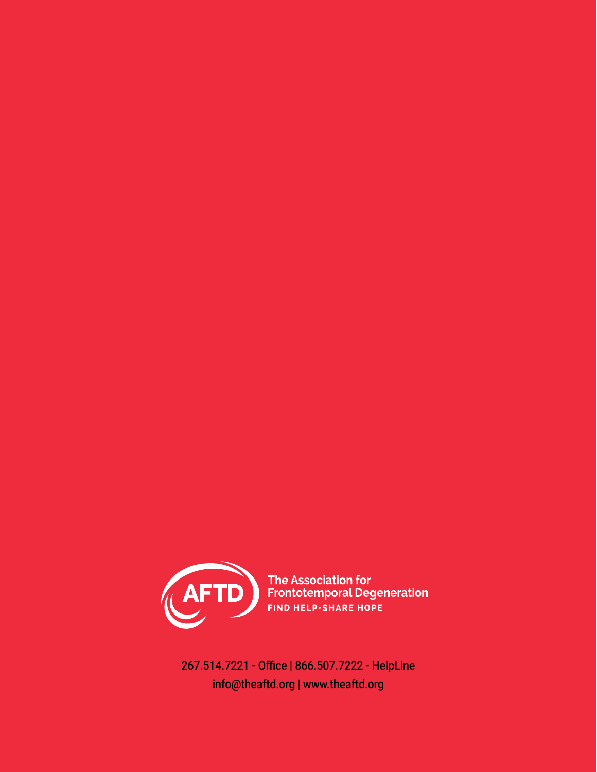AFTD

The Association for Frontotemporal Degeneration

FIND HELP·SHARE HOPE

267.514.7221 - Office | 866.507.7222 - HelpLine

info@theaftd.org | www.theaftd.org